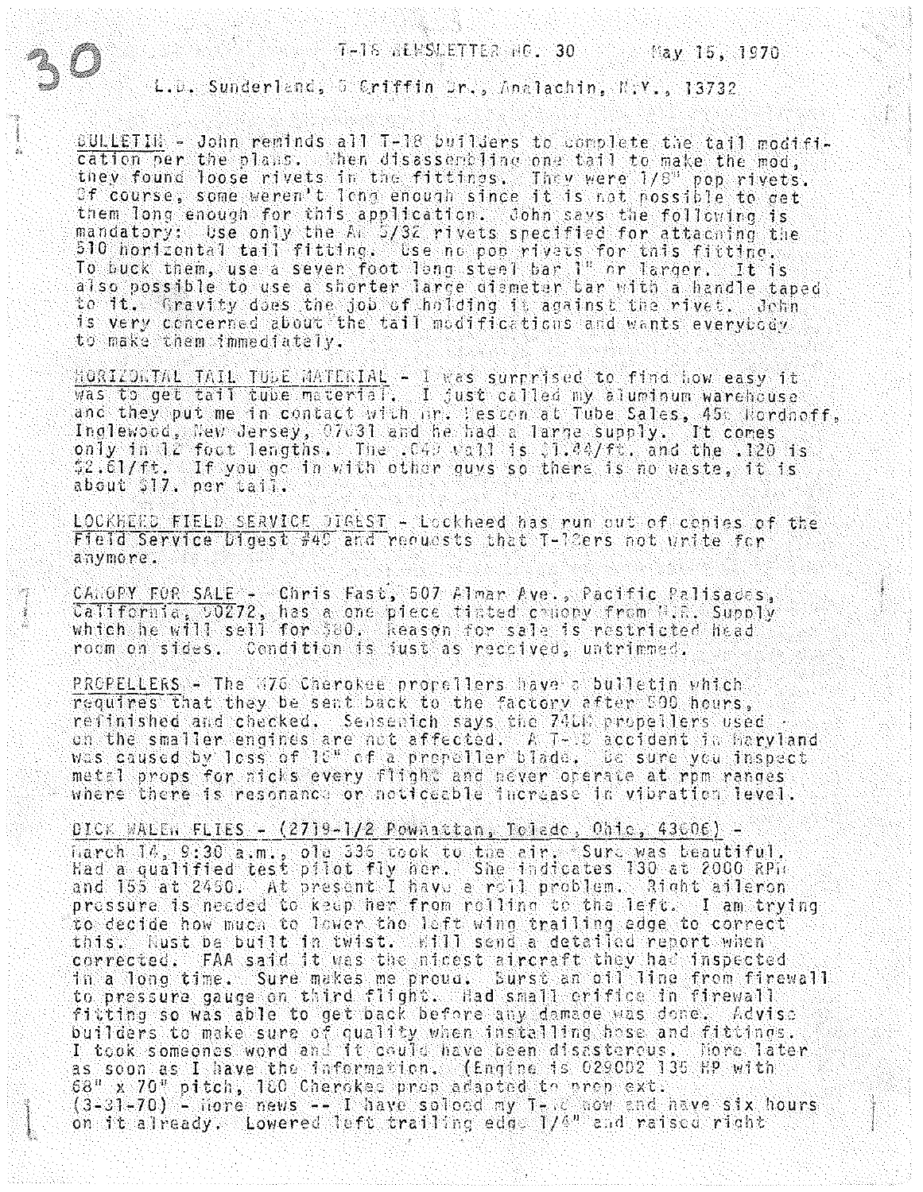30

T-18 NEWSLETTER NO. 30 May 15, 1970

L.D. Sunderland, 5 Griffin Dr., Apalachin, N.Y., 13732

BULLETIN - John reminds all T-18 builders to complete the tail modification per the plans. When disassembling one tail to make the mod, they found loose rivets in the fittings. They were 1/8" pop rivets. Of course, some weren't long enough since it is not possible to get them long enough for this application. John says the following is mandatory: Use only the AN 5/32 rivets specified for attaching the 510 horizontal tail fitting. Use no pop rivets for this fitting. To buck them, use a seven foot long steel bar 1" or larger. It is also possible to use a shorter large diameter bar with a handle taped to it. Gravity does the job of holding it against the rivet. John is very concerned about the tail modifications and wants everybody to make them immediately.

HORIZONTAL TAIL TUBE MATERIAL - I was surprised to find how easy it was to get tail tube material. I just called my aluminum warehouse and they put me in contact with Mr. Leston at Tube Sales, 45 Nordhoff, Inglewood, New Jersey, 07631 and he had a large supply. It comes only in 12 foot lengths. The .049 wall is $1.44/ft. and the .120 is $2.61/ft. If you go in with other guys so there is no waste, it is about $17. per tail.

LOCKHEED FIELD SERVICE DIGEST - Lockheed has run out of copies of the Field Service Digest #49 and requests that T-18ers not write for anymore.

CANOPY FOR SALE - Chris Fast, 507 Almar Ave., Pacific Palisades, California, 90272, has a one piece tinted canopy from W.R. Supply which he will sell for $80. Reason for sale is restricted head room on sides. Condition is just as received, untrimmed.

PROPELLERS - The M76 Cherokee propellers have a bulletin which requires that they be sent back to the factory after 500 hours, refinished and checked. Sensenich says the 74DM propellers used on the smaller engines are not affected. A T-18 accident in Maryland was caused by loss of 18" of a propeller blade. Be sure you inspect metal props for nicks every flight and never operate at rpm ranges where there is resonance or noticeable increase in vibration level.

DICK WALEN FLIES - (2719-1/2 Powhattan, Toledo, Ohio, 43606) - March 14, 9:30 a.m., ole 336 took to the air. Sure was beautiful. Had a qualified test pilot fly her. She indicates 130 at 2000 RPM and 155 at 2450. At present I have a roll problem. Right aileron pressure is needed to keep her from rolling to the left. I am trying to decide how much to lower the left wing trailing edge to correct this. Must be built in twist. Will send a detailed report when corrected. FAA said it was the nicest aircraft they had inspected in a long time. Sure makes me proud. Burst an oil line from firewall to pressure gauge on third flight. Had small orifice in firewall fitting so was able to get back before any damage was done. Advise builders to make sure of quality when installing hose and fittings. I took someones word and it could have been disastrous. More later as soon as I have the information. (Engine is O290D2 135 HP with 68" x 70" pitch, 180 Cherokee prop adapted to prop ext.
(3-31-70) - More news -- I have soloed my T-18 now and have six hours on it already. Lowered left trailing edge 1/4" and raised right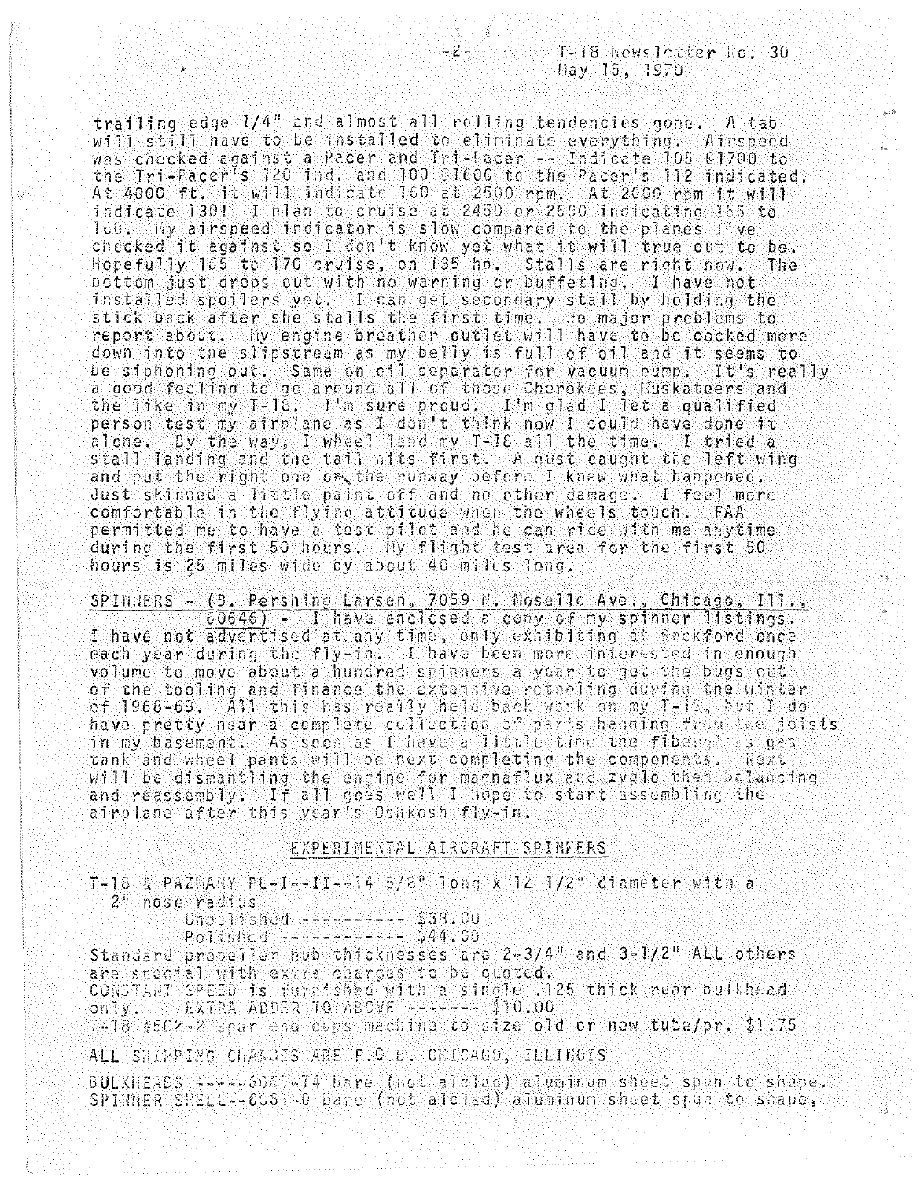trailing edge 1/4" and almost all rolling tendencies gone. A tab will still have to be installed to eliminate everything. Airspeed was checked against a Pacer and Tri-Pacer -- Indicate 105 @1700 to the Tri-Pacer's 120 ind. and 100 @1600 to the Pacer's 112 indicated. At 4000 ft. it will indicate 160 at 2500 rpm. At 2000 rpm it will indicate 130! I plan to cruise at 2450 or 2500 indicating 155 to 160. My airspeed indicator is slow compared to the planes I've checked it against so I don't know yet what it will true out to be. Hopefully 165 to 170 cruise, on 135 hp. Stalls are right now. The bottom just drops out with no warning or buffeting. I have not installed spoilers yet. I can get secondary stall by holding the stick back after she stalls the first time. No major problems to report about. My engine breather outlet will have to be cocked more down into the slipstream as my belly is full of oil and it seems to be siphoning out. Same on oil separator for vacuum pump. It's really a good feeling to go around all of those Cherokees, Muskateers and the like in my T-18. I'm sure proud. I'm glad I let a qualified person test my airplane as I don't think now I could have done it alone. By the way, I wheel land my T-18 all the time. I tried a stall landing and the tail hits first. A gust caught the left wing and put the right one on the runway before I knew what happened. Just skinned a little paint off and no other damage. I feel more comfortable in the flying attitude when the wheels touch. FAA permitted me to have a test pilot and he can ride with me anytime during the first 50 hours. My flight test area for the first 50 hours is 25 miles wide by about 40 miles long.

SPINNERS - (B. Pershing Larsen, 7059 N. Moselle Ave., Chicago, Ill., 60646) - I have enclosed a copy of my spinner listings. I have not advertised at any time, only exhibiting at Rockford once each year during the fly-in. I have been more interested in enough volume to move about a hundred spinners a year to get the bugs out of the tooling and finance the extensive retooling during the winter of 1968-69. All this has really held back work on my T-18, but I do have pretty near a complete collection of parts hanging from the joists in my basement. As soon as I have a little time the fiberglass gas tank and wheel pants will be next completing the components. Next will be dismantling the engine for magnaflux and zyglo then balancing and reassembly. If all goes well I hope to start assembling the airplane after this year's Oshkosh fly-in.

## EXPERIMENTAL AIRCRAFT SPINNERS

T-18 & PAZMANY PL-I--II--14 5/8" long x 12 1/2" diameter with a 2" nose radius

Unpolished ---------- $38.00

Polished ----------- $44.00

Standard propeller hub thicknesses are 2-3/4" and 3-1/2" ALL others are special with extra charges to be quoted.

CONSTANT SPEED is furnished with a single .125 thick rear bulkhead only. EXTRA ADDER TO ABOVE ------- $10.00

T-18 #502-2 spar end cups machine to size old or new tube/pr. $1.75

ALL SHIPPING CHARGES ARE F.O.B. CHICAGO, ILLINOIS

BULKHEADS -----6061-T4 bare (not alclad) aluminum sheet spun to shape.

SPINNER SHELL--6061-0 bare (not alclad) aluminum sheet spun to shape,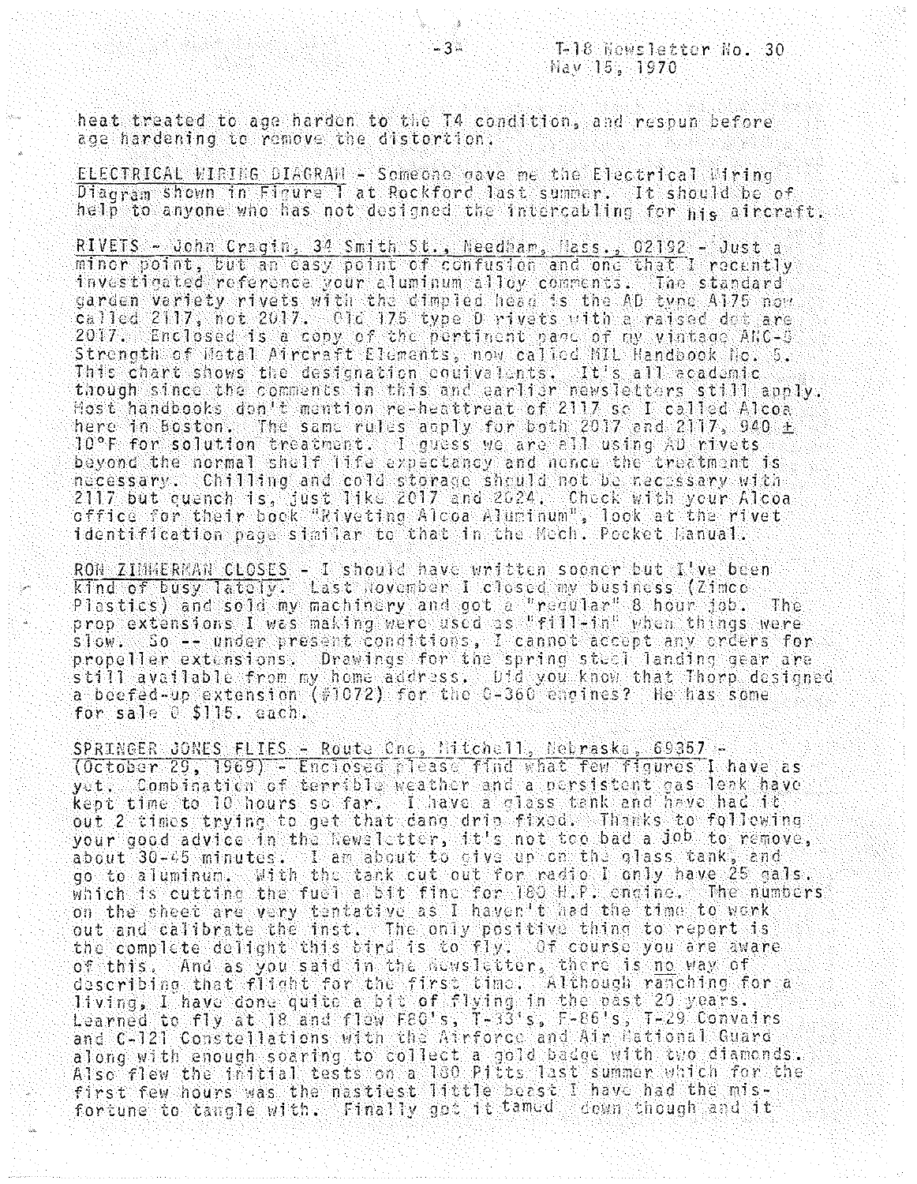heat treated to age harden to the T4 condition, and respun before age hardening to remove the distortion.

<u>ELECTRICAL WIRING DIAGRAM</u> - Someone gave me the Electrical Wiring Diagram shown in Figure 1 at Rockford last summer. It should be of help to anyone who has not designed the intercabling for his aircraft.

<u>RIVETS - John Cragin, 34 Smith St., Needham, Mass., 02192</u> - Just a minor point, but an easy point of confusion and one that I recently investigated reference your aluminum alloy comments. The standard garden variety rivets with the dimpled head is the AD type A175 now called 2117, not 2017. Old 175 type D rivets with a raised dot are 2017. Enclosed is a copy of the pertinent page of my vintage ANC-5 Strength of Metal Aircraft Elements, now called MIL Handbook No. 5. This chart shows the designation equivalents. It's all academic though since the comments in this and earlier newsletters still apply. Most handbooks don't mention re-heattreat of 2117 so I called Alcoa here in Boston. The same rules apply for both 2017 and 2117, 940 ± 10°F for solution treatment. I guess we are all using AD rivets beyond the normal shelf life expectancy and hence the treatment is necessary. Chilling and cold storage should not be necessary with 2117 but quench is, just like 2017 and 2024. Check with your Alcoa office for their book "Riveting Alcoa Aluminum", look at the rivet identification page similar to that in the Mech. Pocket Manual.

<u>RON ZIMMERMAN CLOSES</u> - I should have written sooner but I've been kind of busy lately. Last November I closed my business (Zimco Plastics) and sold my machinery and got a "regular" 8 hour job. The prop extensions I was making were used as "fill-in" when things were slow. So -- under present conditions, I cannot accept any orders for propeller extensions. Drawings for the spring steel landing gear are still available from my home address. Did you know that Thorp designed a beefed-up extension (#1072) for the O-360 engines? He has some for sale @ $115. each.

<u>SPRINGER JONES FLIES - Route One, Mitchell, Nebraska, 69357</u> - (October 29, 1969) - Enclosed please find what few figures I have as yet. Combination of terrible weather and a persistent gas leak have kept time to 10 hours so far. I have a glass tank and have had it out 2 times trying to get that dang drip fixed. Thanks to following your good advice in the Newsletter, it's not too bad a job to remove, about 30-45 minutes. I am about to give up on the glass tank, and go to aluminum. With the tank cut out for radio I only have 25 gals. which is cutting the fuel a bit fine for 180 H.P. engine. The numbers on the sheet are very tentative as I haven't had the time to work out and calibrate the inst. The only positive thing to report is the complete delight this bird is to fly. Of course you are aware of this. And as you said in the Newsletter, there is <u>no</u> way of describing that flight for the first time. Although ranching for a living, I have done quite a bit of flying in the past 20 years. Learned to fly at 18 and flew F80's, T-33's, F-86's, T-29 Convairs and C-121 Constellations with the Airforce and Air National Guard along with enough soaring to collect a gold badge with two diamonds. Also flew the initial tests on a 180 Pitts last summer which for the first few hours was the nastiest little beast I have had the misfortune to tangle with. Finally got it tamed down though and it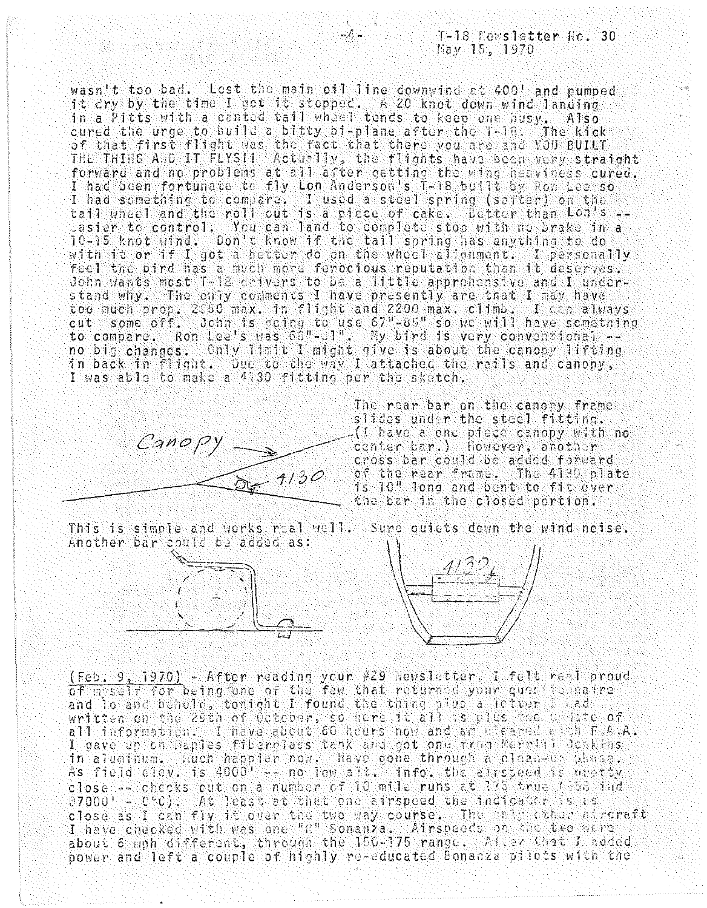wasn't too bad. Lost the main oil line downwind at 400' and pumped it dry by the time I got it stopped. A 20 knot down wind landing in a Pitts with a canted tail wheel tends to keep one busy. Also cured the urge to build a bitty bi-plane after the T-18. The kick of that first flight was the fact that there you are and YOU BUILT THE THING AND IT FLYS!! Actually, the flights have been very straight forward and no problems at all after getting the wing heaviness cured. I had been fortunate to fly Lon Anderson's T-18 built by Ron Lee so I had something to compare. I used a steel spring (softer) on the tail wheel and the roll out is a piece of cake. Better than Lon's -- easier to control. You can land to complete stop with no brake in a 10-15 knot wind. Don't know if the tail spring has anything to do with it or if I got a better do on the wheel alignment. I personally feel the bird has a much more ferocious reputation than it deserves. John wants most T-18 drivers to be a little apprehensive and I understand why. The only comments I have presently are that I may have too much prop. 2650 max. in flight and 2200 max. climb. I can always cut some off. John is going to use 67"-65" so we will have something to compare. Ron Lee's was 68"-61". My bird is very conventional -- no big changes. Only limit I might give is about the canopy lifting in back in flight. Due to the way I attached the rails and canopy, I was able to make a 4130 fitting per the sketch.

Canopy → 4130

The rear bar on the canopy frame slides under the steel fitting. (I have a one piece canopy with no center bar.) However, another cross bar could be added forward of the rear frame. The 4130 plate is 10" long and bent to fit over the bar in the closed portion.

This is simple and works real well. Sure quiets down the wind noise. Another bar could be added as:

4130

(Feb. 9, 1970) - After reading your #29 Newsletter, I felt real proud of myself for being one of the few that returned your questionnaire and lo and behold, tonight I found the thing plus a letter I had written on the 29th of October, so here it all is plus the update of all information. I have about 60 hours now and am cleared with F.A.A. I gave up on Naples fiberglass tank and got one from Merrill Jenkins in aluminum. Much happier now. Have gone through a clean-up phase. As field elev. is 4000' -- no low alt. info. the airspeed is pretty close -- checks out on a number of 10 mile runs at 175 true (158 ind @7000' - 0°C). At least at that one airspeed the indicator is as close as I can fly it over the two way course. The only other aircraft I have checked with was one "N" Bonanza. Airspeeds on the two were about 6 mph different, through the 150-175 range. After that I added power and left a couple of highly re-educated Bonanza pilots with the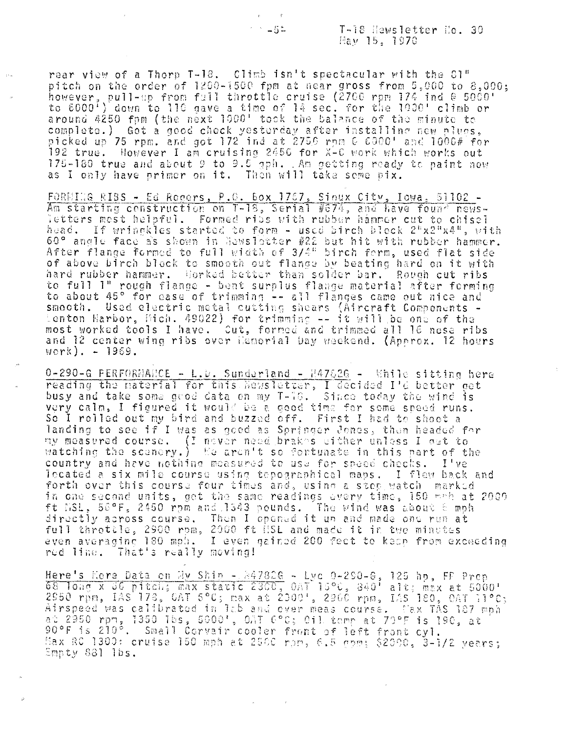rear view of a Thorp T-18. Climb isn't spectacular with the 61" pitch on the order of 1200-1500 fpm at near gross from 5,000 to 8,000; however, pull-up from full throttle cruise (2700 rpm 174 ind @ 5000' to 6000') down to 110 gave a time of 14 sec. for the 1000' climb or around 4250 fpm (the next 1000' took the balance of the minute to complete.) Got a good check yesterday after installing new plugs, picked up 75 rpm. and got 172 ind at 2750 rpm @ 6000' and 1000# for 192 true. However I am cruising 2450 for X-C work which works out 175-180 true and about 9 to 9.5 gph. Am getting ready to paint now as I only have primer on it. Then will take some pix.

FORMING RIBS - Ed Rogers, P.O. Box 1767, Sioux City, Iowa, 51102 - Am starting construction on T-18, Serial #674, and have found newsletters most helpful. Formed ribs with rubber hammer cut to chisel head. If wrinkles started to form - used birch block 2"x2"x4", with 60° angle face as shown in Newsletter #22 but hit with rubber hammer. After flange formed to full width of 3/4" birch form, used flat side of above birch block to smooth out flange by beating hard on it with hard rubber hammer. Worked better than solder bar. Rough cut ribs to full 1" rough flange - bent surplus flange material after forming to about 45° for ease of trimming -- all flanges came out nice and smooth. Used electric metal cutting shears (Aircraft Components - Benton Harbor, Mich. 49022) for trimming -- it will be one of the most worked tools I have. Cut, formed and trimmed all 16 nose ribs and 12 center wing ribs over Memorial Day weekend. (Approx. 12 hours work). - 1969.

O-290-G PERFORMANCE - L.D. Sunderland - N4782G - While sitting here reading the material for this Newsletter, I decided I'd better get busy and take some good data on my T-18. Since today the wind is very calm, I figured it would be a good time for some speed runs. So I rolled out my bird and buzzed off. First I had to shoot a landing to see if I was as good as Springer Jones, then headed for my measured course. (I never need brakes either unless I get to watching the scenery.) We aren't so fortunate in this part of the country and have nothing measured to use for speed checks. I've located a six mile course using topographical maps. I flew back and forth over this course four times and, using a stop watch marked in one second units, got the same readings every time, 150 mph at 2000 ft MSL, 50°F, 2450 rpm and 1543 pounds. The wind was about 5 mph directly across course. Then I opened it up and made one run at full throttle, 2900 rpm, 2000 ft MSL and made it in two minutes even averaging 180 mph. I even gained 200 feet to keep from exceeding red line. That's really moving!

Here's More Data on My Ship - N4782G - Lyc O-290-G, 125 hp, FP Prop 68 long x 66 pitch; max static 2300, OAT 15°C, 840' alt; max at 5000' 2950 rpm, IAS 178, OAT 5°C; max at 2000', 2900 rpm, IAS 180, OAT 11°C; Airspeed was calibrated in lab and over meas course. Max TAS 187 mph at 2950 rpm, 1350 lbs, 5000', OAT 0°C; Oil temp at 70°F is 190, at 90°F is 210°. Small Corvair cooler front of left front cyl. Max RC 1300; cruise 150 mph at 2500 rpm, 6.5 gph; $2000, 3-1/2 years; Empty 881 lbs.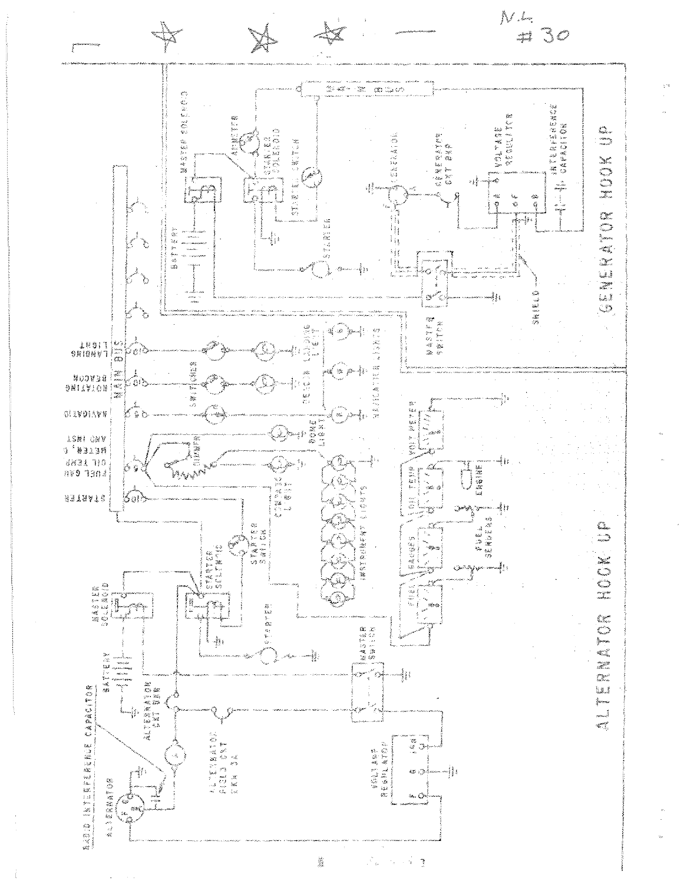N.L.
#30

# GENERATOR HOOK UP

MAIN BUS
MASTER SOLENOID
AMMETER
STARTER SOLENOID
STARTER SWITCH
BATTERY
STARTER
GENERATOR
GENERATOR CKT BKR
VOLTAGE REGULATOR
INTERFERENCE CAPACITOR
MASTER SWITCH
SHIELD

# ALTERNATOR HOOK UP

MAIN BUS
LANDING LIGHT
ROTATING BEACON
NAVIGATIO
FUEL GAU, OIL TEMP, METER, & AND INST
STARTER
SWITCHES
BEACON LIGHT
LANDING LIGHT
NAVIGATION LIGHTS
DOME LIGHT
DIMMER
COMPASS LIGHT
INSTRUMENT LIGHTS
VOLT METER
OIL TEMP
ENGINE
FUEL GAGES
FUEL SENDERS
STARTER SOLENOID
STARTER SWITCH
MASTER SOLENOID
STARTER
BATTERY
MASTER SWITCH
ALTERNATOR CKT BKR
ALTERNATOR FIELD CKT BKR 5A
VOLTAGE REGULATOR
ALTERNATOR
RADIO INTERFERENCE CAPACITOR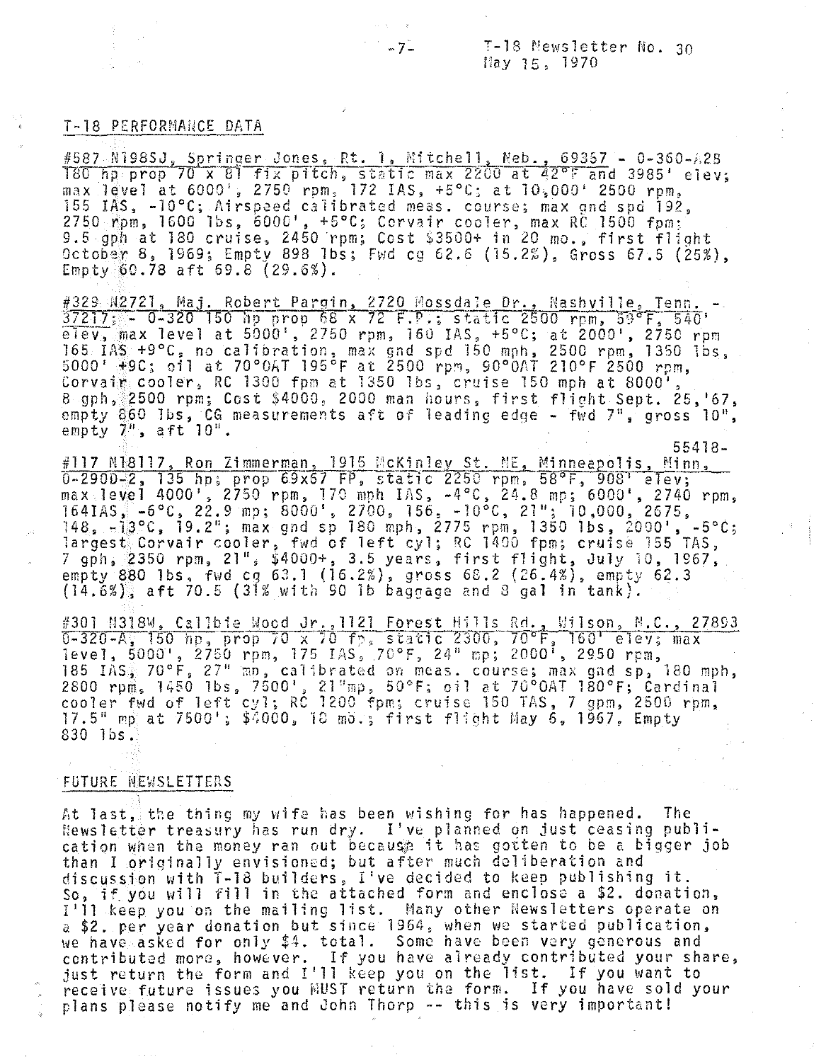## T-18 PERFORMANCE DATA

#587 N198SJ, Springer Jones, Rt. 1, Mitchell, Neb., 69357 - 0-360-A2B 180 hp prop 70 x 81 fix pitch, static max 2200 at 42°F and 3985' elev; max level at 6000', 2750 rpm, 172 IAS, +5°C; at 10,000' 2500 rpm, 155 IAS, -10°C; Airspeed calibrated meas. course; max gnd spd 192, 2750 rpm, 1600 lbs, 6000', +5°C; Corvair cooler, max RC 1500 fpm; 9.5 gph at 180 cruise, 2450 rpm; Cost $3500+ in 20 mo., first flight October 8, 1969; Empty 898 lbs; Fwd cg 62.6 (15.2%), Gross 67.5 (25%), Empty 60.78 aft 69.8 (29.6%).

#329 N2721, Maj. Robert Pargin, 2720 Mossdale Dr., Nashville, Tenn. - 37217; - 0-320 150 hp prop 68 x 72 F.P.; static 2500 rpm, 59°F, 540' elev, max level at 5000', 2750 rpm, 160 IAS, +5°C; at 2000', 2750 rpm 165 IAS +9°C, no calibration, max gnd spd 150 mph, 2500 rpm, 1350 lbs, 5000' +9C; oil at 70°OAT 195°F at 2500 rpm, 90°OAT 210°F 2500 rpm, Corvair cooler, RC 1300 fpm at 1350 lbs, cruise 150 mph at 8000', 8 gph, 2500 rpm; Cost $4000, 2000 man hours, first flight Sept. 25,'67, empty 860 lbs, CG measurements aft of leading edge - fwd 7", gross 10", empty 7", aft 10".

#117 N18117, Ron Zimmerman, 1915 McKinley St. NE, Minneapolis, Minn, 55418- 0-290D-2, 135 hp; prop 69x67 FP, static 2250 rpm, 58°F, 908' elev; max level 4000', 2750 rpm, 170 mph IAS, -4°C, 24.8 mp; 6000', 2740 rpm, 164IAS, -6°C, 22.9 mp; 8000', 2700, 156, -10°C, 21"; 10,000, 2675, 148, -13°C, 19.2"; max gnd sp 180 mph, 2775 rpm, 1350 lbs, 2000', -5°C; largest Corvair cooler, fwd of left cyl; RC 1400 fpm; cruise 155 TAS, 7 gph, 2350 rpm, 21", $4000+, 3.5 years, first flight, July 10, 1967, empty 880 lbs, fwd cg 63.1 (16.2%), gross 68.2 (26.4%), empty 62.3 (14.6%), aft 70.5 (31% with 90 lb baggage and 8 gal in tank).

#301 N318W, Callbie Wood Jr.,1121 Forest Hills Rd., Wilson, N.C., 27893 0-320-A, 150 hp, prop 70 x 70 fp, static 2300, 70°F, 160' elev; max level, 5000', 2750 rpm, 175 IAS, 70°F, 24" mp; 2000', 2950 rpm, 185 IAS, 70°F, 27" mp, calibrated on meas. course; max gnd sp, 180 mph, 2800 rpm, 1450 lbs, 7500', 21"mp, 50°F; oil at 70°OAT 180°F; Cardinal cooler fwd of left cyl; RC 1200 fpm; cruise 150 TAS, 7 gpm, 2500 rpm, 17.5" mp at 7500'; $4000, 18 mo.; first flight May 6, 1967. Empty 830 lbs.

## FUTURE NEWSLETTERS

At last, the thing my wife has been wishing for has happened. The Newsletter treasury has run dry. I've planned on just ceasing publication when the money ran out because it has gotten to be a bigger job than I originally envisioned; but after much deliberation and discussion with T-18 builders, I've decided to keep publishing it. So, if you will fill in the attached form and enclose a $2. donation, I'll keep you on the mailing list. Many other Newsletters operate on a $2. per year donation but since 1964, when we started publication, we have asked for only $4. total. Some have been very generous and contributed more, however. If you have already contributed your share, just return the form and I'll keep you on the list. If you want to receive future issues you MUST return the form. If you have sold your plans please notify me and John Thorp -- this is very important!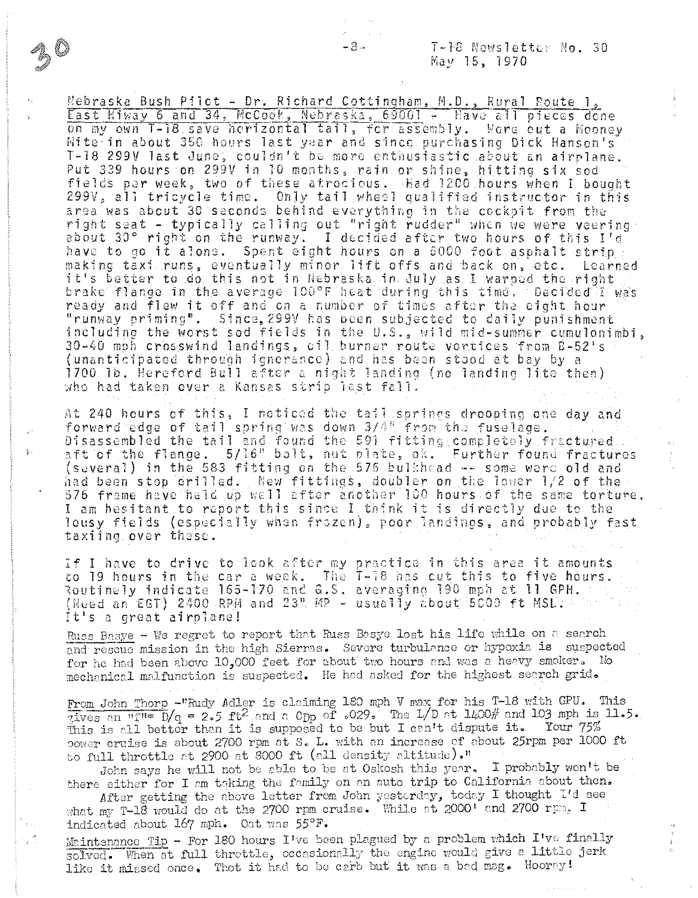Nebraska Bush Pilot - Dr. Richard Cottingham, M.D., Rural Route 1, East Hiway 6 and 34, McCook, Nebraska, 69001 - Have all pieces done on my own T-18 save horizontal tail, for assembly. Wore out a Mooney Mite in about 350 hours last year and since purchasing Dick Hanson's T-18 299V last June, couldn't be more enthusiastic about an airplane. Put 339 hours on 299V in 10 months, rain or shine, hitting six sod fields per week, two of these atrocious. Had 1200 hours when I bought 299V, all tricycle time. Only tail wheel qualified instructor in this area was about 30 seconds behind everything in the cockpit from the right seat - typically calling out "right rudder" when we were veering about 30° right on the runway. I decided after two hours of this I'd have to go it alone. Spent eight hours on a 6000 foot asphalt strip making taxi runs, eventually minor lift offs and back on, etc. Learned it's better to do this not in Nebraska in July as I warped the right brake flange in the average 100°F heat during this time. Decided I was ready and flew it off and on a number of times after the eight hour "runway priming". Since 299V has been subjected to daily punishment including the worst sod fields in the U.S., wild mid-summer cumulonimbi, 30-40 mph crosswind landings, oil burner route vortices from B-52's (unanticipated through ignorance) and has been stood at bay by a 1700 lb. Hereford Bull after a night landing (no landing lite then) who had taken over a Kansas strip last fall.

At 240 hours of this, I noticed the tail springs drooping one day and forward edge of tail spring was down 3/4" from the fuselage. Disassembled the tail and found the 591 fitting completely fractured aft of the flange. 5/16" bolt, nut plate, ok. Further found fractures (several) in the 583 fitting on the 576 bulkhead -- some were old and had been stop drilled. New fittings, doubler on the lower 1/2 of the 576 frame have held up well after another 100 hours of the same torture. I am hesitant to report this since I think it is directly due to the lousy fields (especially when frozen), poor landings, and probably fast taxiing over these.

If I have to drive to look after my practice in this area it amounts to 19 hours in the car a week. The T-18 has cut this to five hours. Routinely indicate 165-170 and G.S. averaging 190 mph at 11 GPH. (Need an EGT) 2400 RPM and 23" MP - usually about 5000 ft MSL. It's a great airplane!

Russ Basye - We regret to report that Russ Basye lost his life while on a search and rescue mission in the high Sierras. Severe turbulence or hypoxia is suspected for he had been above 10,000 feet for about two hours and was a heavy smoker. No mechanical malfunction is suspected. He had asked for the highest search grid.

From John Thorp -"Rudy Adler is claiming 180 mph V max for his T-18 with GPU. This gives an "f"= D/q = 2.5 ft$^2$ and a $C_{Dp}$ of .029. The L/D at 1400# and 103 mph is 11.5. This is all better than it is supposed to be but I can't dispute it. Your 75% power cruise is about 2700 rpm at S. L. with an increase of about 25rpm per 1000 ft to full throttle at 2900 at 8000 ft (all density altitude)."

John says he will not be able to be at Oskosh this year. I probably won't be there either for I am taking the family on an auto trip to California about then.

After getting the above letter from John yesterday, today I thought I'd see what my T-18 would do at the 2700 rpm cruise. While at 2000' and 2700 rpm, I indicated about 167 mph. Oat was 55°F.

Maintenance Tip - For 180 hours I've been plagued by a problem which I've finally solved. When at full throttle, occasionally the engine would give a little jerk like it missed once. Thot it had to be carb but it was a bad mag. Hooray!